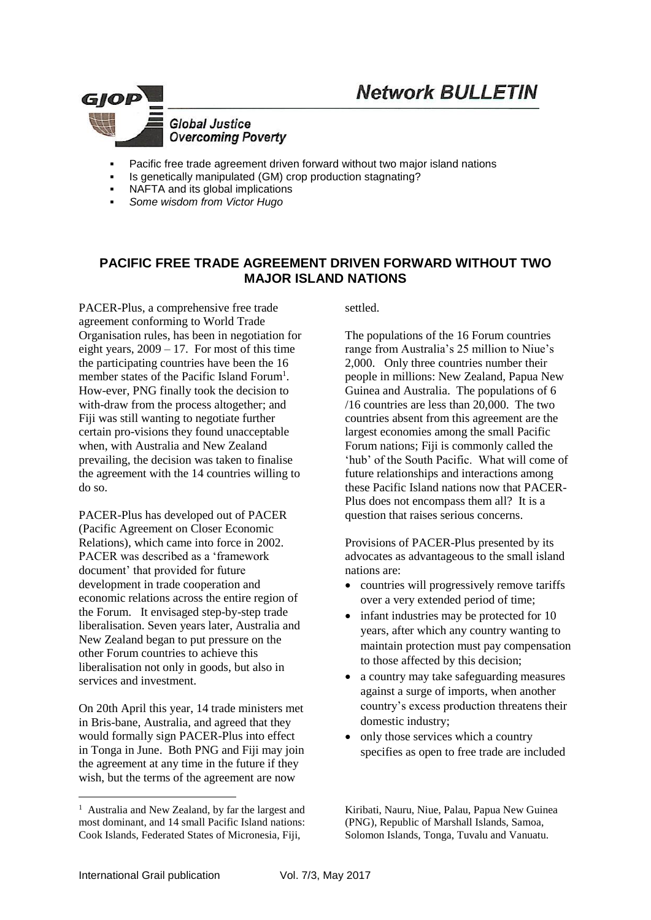# Network BULLETIN

**GJOP** Global Justice Overcoming Poverty

- Pacific free trade agreement driven forward without two major island nations
- Is genetically manipulated (GM) crop production stagnating?
- NAFTA and its global implications
- *Some wisdom from Victor Hugo*

## PACIFIC FREE TRADE AGREEMENT DRIVEN FORWARD WITHOUT TWO MAJOR ISLAND NATIONS

PACER-Plus, a comprehensive free trade agreement conforming to World Trade Organisation rules, has been in negotiation for eight years, 2009 – 17. For most of this time the participating countries have been the 16 member states of the Pacific Island Forum[1]. How-ever, PNG finally took the decision to with-draw from the process altogether; and Fiji was still wanting to negotiate further certain pro-visions they found unacceptable when, with Australia and New Zealand prevailing, the decision was taken to finalise the agreement with the 14 countries willing to do so.

PACER-Plus has developed out of PACER (Pacific Agreement on Closer Economic Relations), which came into force in 2002. PACER was described as a 'framework document' that provided for future development in trade cooperation and economic relations across the entire region of the Forum. It envisaged step-by-step trade liberalisation. Seven years later, Australia and New Zealand began to put pressure on the other Forum countries to achieve this liberalisation not only in goods, but also in services and investment.

On 20th April this year, 14 trade ministers met in Bris-bane, Australia, and agreed that they would formally sign PACER-Plus into effect in Tonga in June. Both PNG and Fiji may join the agreement at any time in the future if they wish, but the terms of the agreement are now settled.

The populations of the 16 Forum countries range from Australia's 25 million to Niue's 2,000. Only three countries number their people in millions: New Zealand, Papua New Guinea and Australia. The populations of 6 /16 countries are less than 20,000. The two countries absent from this agreement are the largest economies among the small Pacific Forum nations; Fiji is commonly called the 'hub' of the South Pacific. What will come of future relationships and interactions among these Pacific Island nations now that PACER-Plus does not encompass them all? It is a question that raises serious concerns.

Provisions of PACER-Plus presented by its advocates as advantageous to the small island nations are:

- countries will progressively remove tariffs over a very extended period of time;
- infant industries may be protected for 10 years, after which any country wanting to maintain protection must pay compensation to those affected by this decision;
- a country may take safeguarding measures against a surge of imports, when another country's excess production threatens their domestic industry;
- only those services which a country specifies as open to free trade are included

---

[1] Australia and New Zealand, by far the largest and most dominant, and 14 small Pacific Island nations: Cook Islands, Federated States of Micronesia, Fiji, Kiribati, Nauru, Niue, Palau, Papua New Guinea (PNG), Republic of Marshall Islands, Samoa, Solomon Islands, Tonga, Tuvalu and Vanuatu.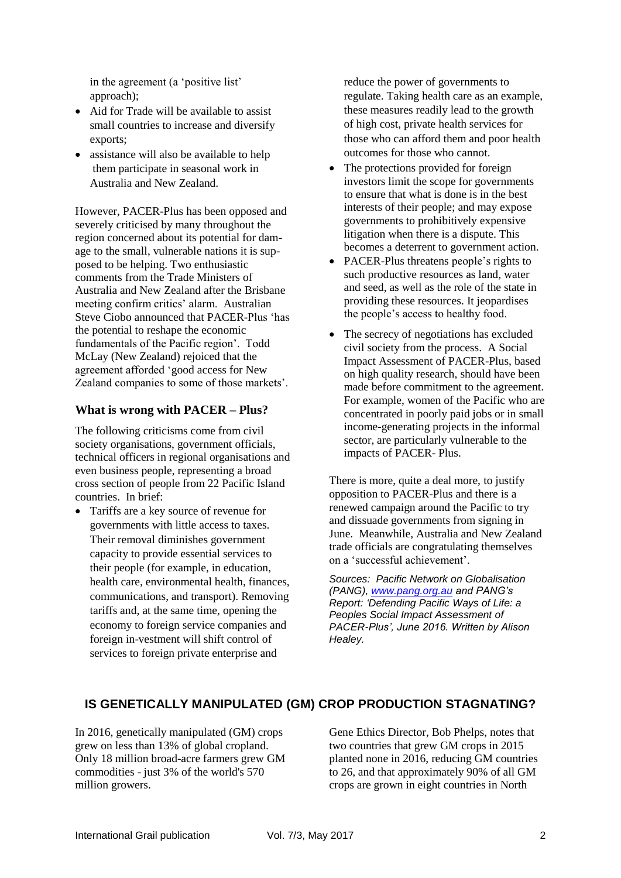in the agreement (a 'positive list' approach);

- Aid for Trade will be available to assist small countries to increase and diversify exports;
- assistance will also be available to help them participate in seasonal work in Australia and New Zealand.

However, PACER-Plus has been opposed and severely criticised by many throughout the region concerned about its potential for damage to the small, vulnerable nations it is supposed to be helping. Two enthusiastic comments from the Trade Ministers of Australia and New Zealand after the Brisbane meeting confirm critics' alarm. Australian Steve Ciobo announced that PACER-Plus 'has the potential to reshape the economic fundamentals of the Pacific region'. Todd McLay (New Zealand) rejoiced that the agreement afforded 'good access for New Zealand companies to some of those markets'.

### What is wrong with PACER – Plus?

The following criticisms come from civil society organisations, government officials, technical officers in regional organisations and even business people, representing a broad cross section of people from 22 Pacific Island countries. In brief:

- Tariffs are a key source of revenue for governments with little access to taxes. Their removal diminishes government capacity to provide essential services to their people (for example, in education, health care, environmental health, finances, communications, and transport). Removing tariffs and, at the same time, opening the economy to foreign service companies and foreign in-vestment will shift control of services to foreign private enterprise and reduce the power of governments to regulate. Taking health care as an example, these measures readily lead to the growth of high cost, private health services for those who can afford them and poor health outcomes for those who cannot.
- The protections provided for foreign investors limit the scope for governments to ensure that what is done is in the best interests of their people; and may expose governments to prohibitively expensive litigation when there is a dispute. This becomes a deterrent to government action.
- PACER-Plus threatens people's rights to such productive resources as land, water and seed, as well as the role of the state in providing these resources. It jeopardises the people's access to healthy food.
- The secrecy of negotiations has excluded civil society from the process. A Social Impact Assessment of PACER-Plus, based on high quality research, should have been made before commitment to the agreement. For example, women of the Pacific who are concentrated in poorly paid jobs or in small income-generating projects in the informal sector, are particularly vulnerable to the impacts of PACER- Plus.

There is more, quite a deal more, to justify opposition to PACER-Plus and there is a renewed campaign around the Pacific to try and dissuade governments from signing in June. Meanwhile, Australia and New Zealand trade officials are congratulating themselves on a 'successful achievement'.

*Sources: Pacific Network on Globalisation (PANG), [www.pang.org.au](http://www.pang.org.au) and PANG's Report: 'Defending Pacific Ways of Life: a Peoples Social Impact Assessment of PACER-Plus', June 2016. Written by Alison Healey.*

## IS GENETICALLY MANIPULATED (GM) CROP PRODUCTION STAGNATING?

In 2016, genetically manipulated (GM) crops grew on less than 13% of global cropland. Only 18 million broad-acre farmers grew GM commodities - just 3% of the world's 570 million growers.

Gene Ethics Director, Bob Phelps, notes that two countries that grew GM crops in 2015 planted none in 2016, reducing GM countries to 26, and that approximately 90% of all GM crops are grown in eight countries in North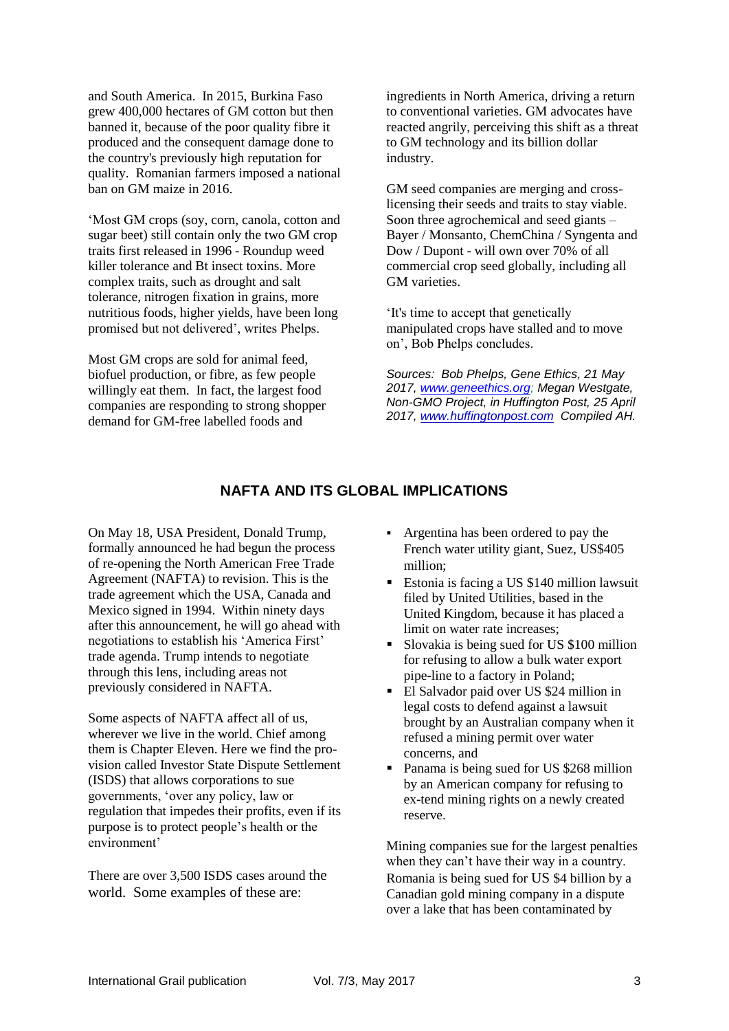and South America. In 2015, Burkina Faso grew 400,000 hectares of GM cotton but then banned it, because of the poor quality fibre it produced and the consequent damage done to the country's previously high reputation for quality. Romanian farmers imposed a national ban on GM maize in 2016.

'Most GM crops (soy, corn, canola, cotton and sugar beet) still contain only the two GM crop traits first released in 1996 - Roundup weed killer tolerance and Bt insect toxins. More complex traits, such as drought and salt tolerance, nitrogen fixation in grains, more nutritious foods, higher yields, have been long promised but not delivered', writes Phelps.

Most GM crops are sold for animal feed, biofuel production, or fibre, as few people willingly eat them. In fact, the largest food companies are responding to strong shopper demand for GM-free labelled foods and ingredients in North America, driving a return to conventional varieties. GM advocates have reacted angrily, perceiving this shift as a threat to GM technology and its billion dollar industry.

GM seed companies are merging and cross-licensing their seeds and traits to stay viable. Soon three agrochemical and seed giants – Bayer / Monsanto, ChemChina / Syngenta and Dow / Dupont - will own over 70% of all commercial crop seed globally, including all GM varieties.

'It's time to accept that genetically manipulated crops have stalled and to move on', Bob Phelps concludes.

*Sources: Bob Phelps, Gene Ethics, 21 May 2017, www.geneethics.org; Megan Westgate, Non-GMO Project, in Huffington Post, 25 April 2017, www.huffingtonpost.com Compiled AH.*

## NAFTA AND ITS GLOBAL IMPLICATIONS

On May 18, USA President, Donald Trump, formally announced he had begun the process of re-opening the North American Free Trade Agreement (NAFTA) to revision. This is the trade agreement which the USA, Canada and Mexico signed in 1994. Within ninety days after this announcement, he will go ahead with negotiations to establish his 'America First' trade agenda. Trump intends to negotiate through this lens, including areas not previously considered in NAFTA.

Some aspects of NAFTA affect all of us, wherever we live in the world. Chief among them is Chapter Eleven. Here we find the provision called Investor State Dispute Settlement (ISDS) that allows corporations to sue governments, 'over any policy, law or regulation that impedes their profits, even if its purpose is to protect people's health or the environment'

There are over 3,500 ISDS cases around the world. Some examples of these are:

- Argentina has been ordered to pay the French water utility giant, Suez, US$405 million;
- Estonia is facing a US $140 million lawsuit filed by United Utilities, based in the United Kingdom, because it has placed a limit on water rate increases;
- Slovakia is being sued for US $100 million for refusing to allow a bulk water export pipe-line to a factory in Poland;
- El Salvador paid over US $24 million in legal costs to defend against a lawsuit brought by an Australian company when it refused a mining permit over water concerns, and
- Panama is being sued for US $268 million by an American company for refusing to ex-tend mining rights on a newly created reserve.

Mining companies sue for the largest penalties when they can't have their way in a country. Romania is being sued for US $4 billion by a Canadian gold mining company in a dispute over a lake that has been contaminated by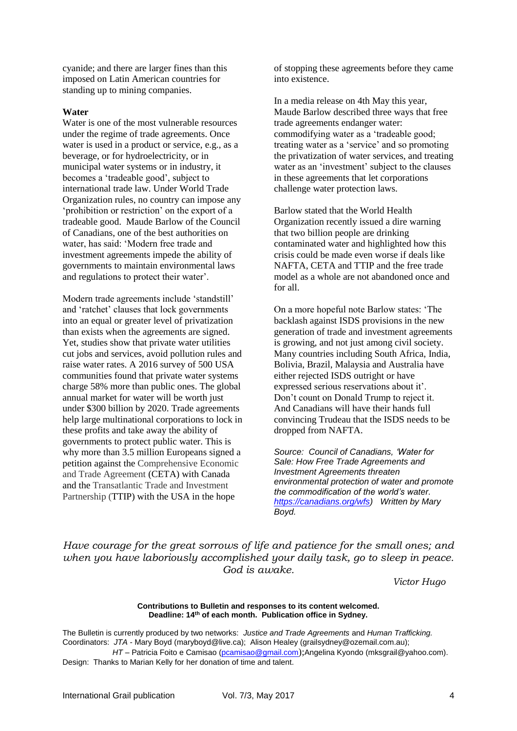cyanide; and there are larger fines than this imposed on Latin American countries for standing up to mining companies.

**Water**

Water is one of the most vulnerable resources under the regime of trade agreements. Once water is used in a product or service, e.g., as a beverage, or for hydroelectricity, or in municipal water systems or in industry, it becomes a 'tradeable good', subject to international trade law. Under World Trade Organization rules, no country can impose any 'prohibition or restriction' on the export of a tradeable good. Maude Barlow of the Council of Canadians, one of the best authorities on water, has said: 'Modern free trade and investment agreements impede the ability of governments to maintain environmental laws and regulations to protect their water'.

Modern trade agreements include 'standstill' and 'ratchet' clauses that lock governments into an equal or greater level of privatization than exists when the agreements are signed. Yet, studies show that private water utilities cut jobs and services, avoid pollution rules and raise water rates. A 2016 survey of 500 USA communities found that private water systems charge 58% more than public ones. The global annual market for water will be worth just under $300 billion by 2020. Trade agreements help large multinational corporations to lock in these profits and take away the ability of governments to protect public water. This is why more than 3.5 million Europeans signed a petition against the Comprehensive Economic and Trade Agreement (CETA) with Canada and the Transatlantic Trade and Investment Partnership (TTIP) with the USA in the hope of stopping these agreements before they came into existence.

In a media release on 4th May this year, Maude Barlow described three ways that free trade agreements endanger water: commodifying water as a 'tradeable good; treating water as a 'service' and so promoting the privatization of water services, and treating water as an 'investment' subject to the clauses in these agreements that let corporations challenge water protection laws.

Barlow stated that the World Health Organization recently issued a dire warning that two billion people are drinking contaminated water and highlighted how this crisis could be made even worse if deals like NAFTA, CETA and TTIP and the free trade model as a whole are not abandoned once and for all.

On a more hopeful note Barlow states: 'The backlash against ISDS provisions in the new generation of trade and investment agreements is growing, and not just among civil society. Many countries including South Africa, India, Bolivia, Brazil, Malaysia and Australia have either rejected ISDS outright or have expressed serious reservations about it'. Don't count on Donald Trump to reject it. And Canadians will have their hands full convincing Trudeau that the ISDS needs to be dropped from NAFTA.

*Source: Council of Canadians, 'Water for Sale: How Free Trade Agreements and Investment Agreements threaten environmental protection of water and promote the commodification of the world's water. https://canadians.org/wfs) Written by Mary Boyd.*

*Have courage for the great sorrows of life and patience for the small ones; and when you have laboriously accomplished your daily task, go to sleep in peace. God is awake.*

*Victor Hugo*

**Contributions to Bulletin and responses to its content welcomed.**
**Deadline: 14th of each month. Publication office in Sydney.**

The Bulletin is currently produced by two networks: *Justice and Trade Agreements* and *Human Trafficking.*
Coordinators: *JTA* - Mary Boyd (maryboyd@live.ca); Alison Healey (grailsydney@ozemail.com.au);
*HT* – Patricia Foito e Camisao (pcamisao@gmail.com);Angelina Kyondo (mksgrail@yahoo.com).
Design: Thanks to Marian Kelly for her donation of time and talent.